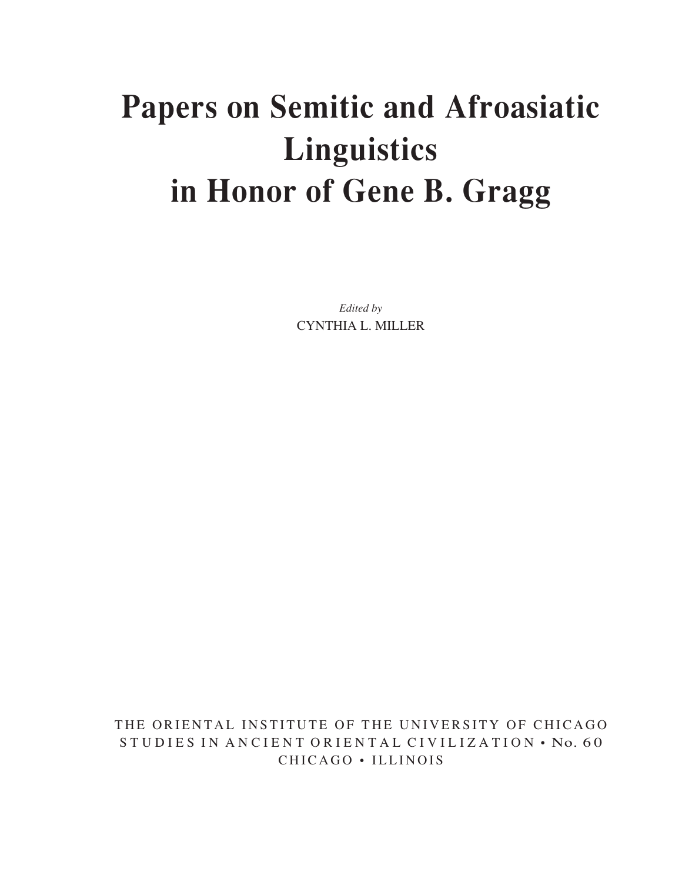# Papers on Semitic and Afroasiatic Linguistics in Honor of Gene B. Gragg

*Edited by*

CYNTHIA L. MILLER

THE ORIENTAL INSTITUTE OF THE UNIVERSITY OF CHICAGO
STUDIES IN ANCIENT ORIENTAL CIVILIZATION • No. 60
CHICAGO • ILLINOIS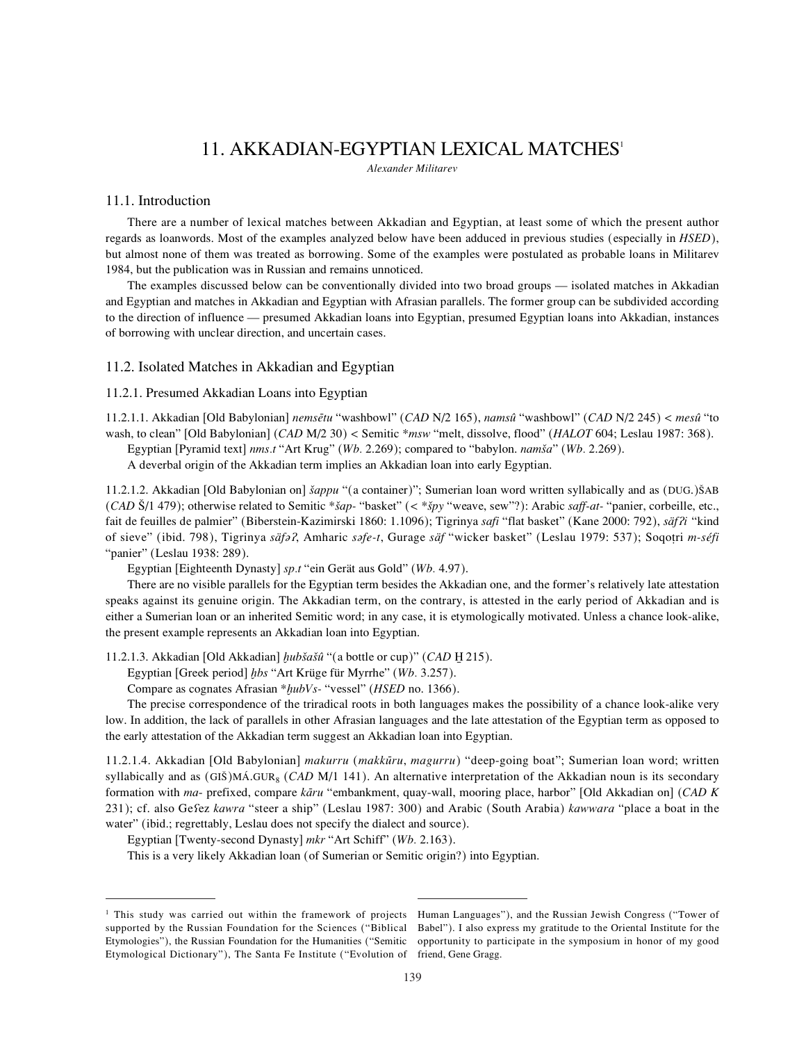# 11. AKKADIAN-EGYPTIAN LEXICAL MATCHES[1]

*Alexander Militarev*

## 11.1. Introduction

There are a number of lexical matches between Akkadian and Egyptian, at least some of which the present author regards as loanwords. Most of the examples analyzed below have been adduced in previous studies (especially in *HSED*), but almost none of them was treated as borrowing. Some of the examples were postulated as probable loans in Militarev 1984, but the publication was in Russian and remains unnoticed.

The examples discussed below can be conventionally divided into two broad groups — isolated matches in Akkadian and Egyptian and matches in Akkadian and Egyptian with Afrasian parallels. The former group can be subdivided according to the direction of influence — presumed Akkadian loans into Egyptian, presumed Egyptian loans into Akkadian, instances of borrowing with unclear direction, and uncertain cases.

## 11.2. Isolated Matches in Akkadian and Egyptian

### 11.2.1. Presumed Akkadian Loans into Egyptian

11.2.1.1. Akkadian [Old Babylonian] *nemsētu* "washbowl" (*CAD* N/2 165), *namsû* "washbowl" (*CAD* N/2 245) < *mesû* "to wash, to clean" [Old Babylonian] (*CAD* M/2 30) < Semitic \**msw* "melt, dissolve, flood" (*HALOT* 604; Leslau 1987: 368).

Egyptian [Pyramid text] *nms.t* "Art Krug" (*Wb.* 2.269); compared to "babylon. *namša*" (*Wb.* 2.269).

A deverbal origin of the Akkadian term implies an Akkadian loan into early Egyptian.

11.2.1.2. Akkadian [Old Babylonian on] *šappu* "(a container)"; Sumerian loan word written syllabically and as (DUG.)ŠAB (*CAD* Š/1 479); otherwise related to Semitic \**šap-* "basket" (< \**špy* "weave, sew"?): Arabic *saff-at-* "panier, corbeille, etc., fait de feuilles de palmier" (Biberstein-Kazimirski 1860: 1.1096); Tigrinya *safi* "flat basket" (Kane 2000: 792), *säfʔi* "kind of sieve" (ibid. 798), Tigrinya *säfəʔ*, Amharic *səfe-t*, Gurage *säf* "wicker basket" (Leslau 1979: 537); Soqoṭri *m-séfi* "panier" (Leslau 1938: 289).

Egyptian [Eighteenth Dynasty] *sp.t* "ein Gerät aus Gold" (*Wb.* 4.97).

There are no visible parallels for the Egyptian term besides the Akkadian one, and the former's relatively late attestation speaks against its genuine origin. The Akkadian term, on the contrary, is attested in the early period of Akkadian and is either a Sumerian loan or an inherited Semitic word; in any case, it is etymologically motivated. Unless a chance look-alike, the present example represents an Akkadian loan into Egyptian.

11.2.1.3. Akkadian [Old Akkadian] *ḫubšašû* "(a bottle or cup)" (*CAD* Ḫ 215).

Egyptian [Greek period] *ḥbs* "Art Krüge für Myrrhe" (*Wb.* 3.257).

Compare as cognates Afrasian \**ḫubVs-* "vessel" (*HSED* no. 1366).

The precise correspondence of the triradical roots in both languages makes the possibility of a chance look-alike very low. In addition, the lack of parallels in other Afrasian languages and the late attestation of the Egyptian term as opposed to the early attestation of the Akkadian term suggest an Akkadian loan into Egyptian.

11.2.1.4. Akkadian [Old Babylonian] *makurru* (*makkūru*, *magurru*) "deep-going boat"; Sumerian loan word; written syllabically and as (GIŠ)MÁ.GUR$_8$ (*CAD* M/1 141). An alternative interpretation of the Akkadian noun is its secondary formation with *ma-* prefixed, compare *kāru* "embankment, quay-wall, mooring place, harbor" [Old Akkadian on] (*CAD K* 231); cf. also Geʕez *kawra* "steer a ship" (Leslau 1987: 300) and Arabic (South Arabia) *kawwara* "place a boat in the water" (ibid.; regrettably, Leslau does not specify the dialect and source).

Egyptian [Twenty-second Dynasty] *mkr* "Art Schiff" (*Wb.* 2.163).

This is a very likely Akkadian loan (of Sumerian or Semitic origin?) into Egyptian.

---

[1] This study was carried out within the framework of projects supported by the Russian Foundation for the Sciences ("Biblical Etymologies"), the Russian Foundation for the Humanities ("Semitic Etymological Dictionary"), The Santa Fe Institute ("Evolution of Human Languages"), and the Russian Jewish Congress ("Tower of Babel"). I also express my gratitude to the Oriental Institute for the opportunity to participate in the symposium in honor of my good friend, Gene Gragg.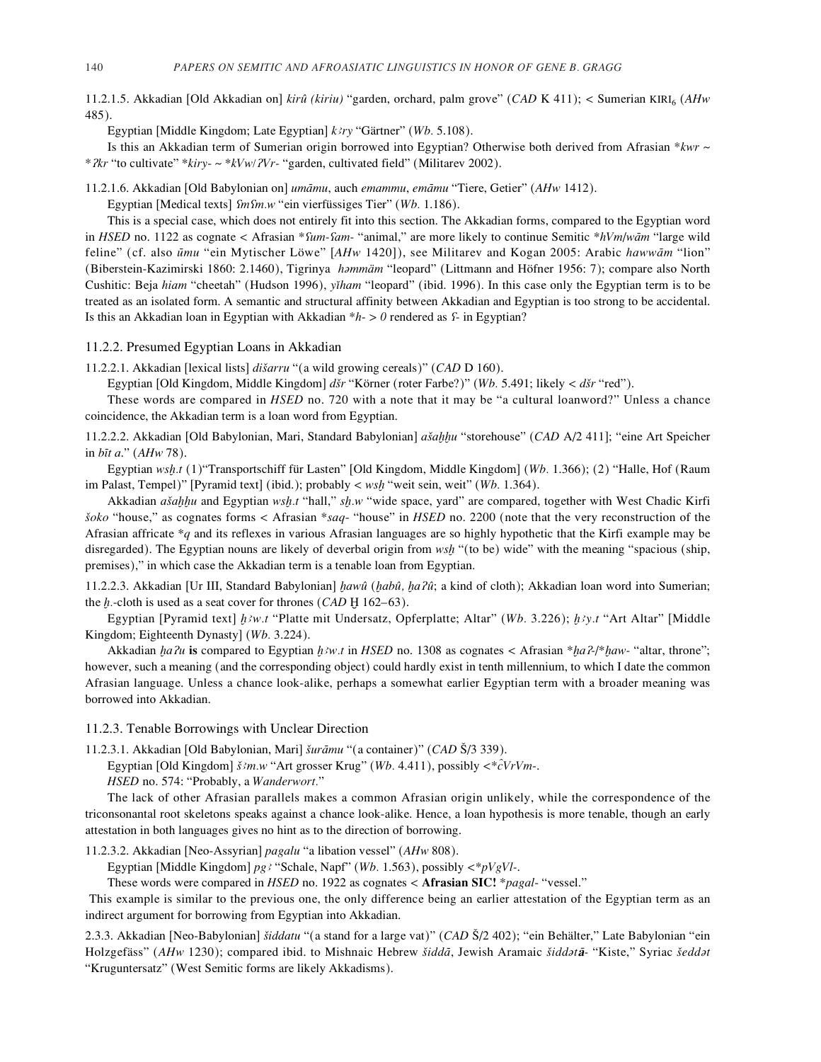11.2.1.5. Akkadian [Old Akkadian on] *kirû (kiriu)* "garden, orchard, palm grove" (*CAD* K 411); < Sumerian KIRI$_6$ (*AHw* 485).

Egyptian [Middle Kingdom; Late Egyptian] *kꜣry* "Gärtner" (*Wb.* 5.108).

Is this an Akkadian term of Sumerian origin borrowed into Egyptian? Otherwise both derived from Afrasian **kwr* ~ **ʔkr* "to cultivate" **kiry-* ~ **kVw/ʔVr-* "garden, cultivated field" (Militarev 2002).

11.2.1.6. Akkadian [Old Babylonian on] *umāmu*, auch *emammu*, *emāmu* "Tiere, Getier" (*AHw* 1412).

Egyptian [Medical texts] *ʕmʕm.w* "ein vierfüssiges Tier" (*Wb.* 1.186).

This is a special case, which does not entirely fit into this section. The Akkadian forms, compared to the Egyptian word in *HSED* no. 1122 as cognate < Afrasian **ʕum-ʕam-* "animal," are more likely to continue Semitic **hVm/wām* "large wild feline" (cf. also *ūmu* "ein Mytischer Löwe" [*AHw* 1420]), see Militarev and Kogan 2005: Arabic *hawwām* "lion" (Biberstein-Kazimirski 1860: 2.1460), Tigrinya *həmmäm* "leopard" (Littmann and Höfner 1956: 7); compare also North Cushitic: Beja *hiam* "cheetah" (Hudson 1996), *yīham* "leopard" (ibid. 1996). In this case only the Egyptian term is to be treated as an isolated form. A semantic and structural affinity between Akkadian and Egyptian is too strong to be accidental. Is this an Akkadian loan in Egyptian with Akkadian **h-* > *0* rendered as *ʕ-* in Egyptian?

### 11.2.2. Presumed Egyptian Loans in Akkadian

11.2.2.1. Akkadian [lexical lists] *dišarru* "(a wild growing cereals)" (*CAD* D 160).

Egyptian [Old Kingdom, Middle Kingdom] *dšr* "Körner (roter Farbe?)" (*Wb.* 5.491; likely < *dšr* "red").

These words are compared in *HSED* no. 720 with a note that it may be "a cultural loanword?" Unless a chance coincidence, the Akkadian term is a loan word from Egyptian.

11.2.2.2. Akkadian [Old Babylonian, Mari, Standard Babylonian] *ašaḫḫu* "storehouse" (*CAD* A/2 411]; "eine Art Speicher in *bīt a.*" (*AHw* 78).

Egyptian *wsḫ.t* (1)"Transportschiff für Lasten" [Old Kingdom, Middle Kingdom] (*Wb.* 1.366); (2) "Halle, Hof (Raum im Palast, Tempel)" [Pyramid text] (ibid.); probably < *wsḫ* "weit sein, weit" (*Wb.* 1.364).

Akkadian *ašaḫḫu* and Egyptian *wsḫ.t* "hall," *sḫ.w* "wide space, yard" are compared, together with West Chadic Kirfi *šoko* "house," as cognates forms < Afrasian **saq-* "house" in *HSED* no. 2200 (note that the very reconstruction of the Afrasian affricate **q* and its reflexes in various Afrasian languages are so highly hypothetic that the Kirfi example may be disregarded). The Egyptian nouns are likely of deverbal origin from *wsḫ* "(to be) wide" with the meaning "spacious (ship, premises)," in which case the Akkadian term is a tenable loan from Egyptian.

11.2.2.3. Akkadian [Ur III, Standard Babylonian] *ḫawû* (*ḫabû, ḫaʔû*; a kind of cloth); Akkadian loan word into Sumerian; the *ḫ.*-cloth is used as a seat cover for thrones (*CAD* Ḫ 162–63).

Egyptian [Pyramid text] *ḫꜣw.t* "Platte mit Undersatz, Opferplatte; Altar" (*Wb.* 3.226); *ḫꜣy.t* "Art Altar" [Middle Kingdom; Eighteenth Dynasty] (*Wb.* 3.224).

Akkadian *ḫaʔu* **is** compared to Egyptian *ḫꜣw.t* in *HSED* no. 1308 as cognates < Afrasian **ḫaʔ-*/**ḫaw-* "altar, throne"; however, such a meaning (and the corresponding object) could hardly exist in tenth millennium, to which I date the common Afrasian language. Unless a chance look-alike, perhaps a somewhat earlier Egyptian term with a broader meaning was borrowed into Akkadian.

### 11.2.3. Tenable Borrowings with Unclear Direction

11.2.3.1. Akkadian [Old Babylonian, Mari] *šurāmu* "(a container)" (*CAD* Š/3 339).

Egyptian [Old Kingdom] *šꜣm.w* "Art grosser Krug" (*Wb.* 4.411), possibly <**ĉVrVm-*.

*HSED* no. 574: "Probably, a *Wanderwort*."

The lack of other Afrasian parallels makes a common Afrasian origin unlikely, while the correspondence of the triconsonantal root skeletons speaks against a chance look-alike. Hence, a loan hypothesis is more tenable, though an early attestation in both languages gives no hint as to the direction of borrowing.

11.2.3.2. Akkadian [Neo-Assyrian] *pagalu* "a libation vessel" (*AHw* 808).

Egyptian [Middle Kingdom] *pgꜣ* "Schale, Napf" (*Wb.* 1.563), possibly <**pVgVl-*.

These words were compared in *HSED* no. 1922 as cognates < **Afrasian SIC!** **pagal-* "vessel."

This example is similar to the previous one, the only difference being an earlier attestation of the Egyptian term as an indirect argument for borrowing from Egyptian into Akkadian.

2.3.3. Akkadian [Neo-Babylonian] *šiddatu* "(a stand for a large vat)" (*CAD* Š/2 402); "ein Behälter," Late Babylonian "ein Holzgefäss" (*AHw* 1230); compared ibid. to Mishnaic Hebrew *šiddā*, Jewish Aramaic *šiddət**ā**-* "Kiste," Syriac *šeddət* "Kruguntersatz" (West Semitic forms are likely Akkadisms).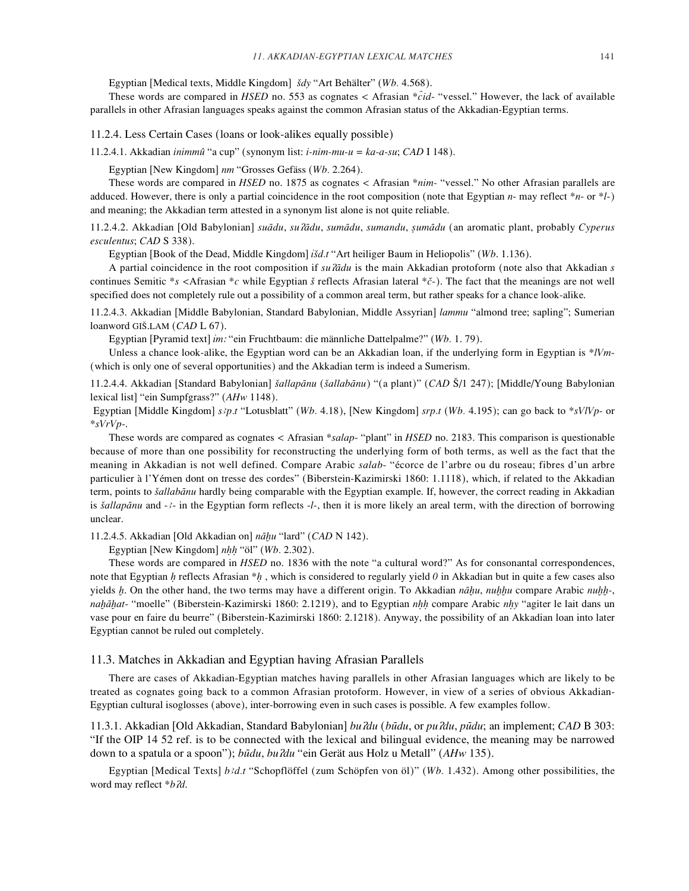Egyptian [Medical texts, Middle Kingdom] *šdy* "Art Behälter" (*Wb.* 4.568).

These words are compared in *HSED* no. 553 as cognates < Afrasian *$\hat{c}$id- "vessel." However, the lack of available parallels in other Afrasian languages speaks against the common Afrasian status of the Akkadian-Egyptian terms.

### 11.2.4. Less Certain Cases (loans or look-alikes equally possible)

11.2.4.1. Akkadian *inimmû* "a cup" (synonym list: *i-nim-mu-u = ka-a-su*; *CAD* I 148).

Egyptian [New Kingdom] *nm* "Grosses Gefäss (*Wb.* 2.264).

These words are compared in *HSED* no. 1875 as cognates < Afrasian **nim-* "vessel." No other Afrasian parallels are adduced. However, there is only a partial coincidence in the root composition (note that Egyptian *n-* may reflect **n-* or **l-*) and meaning; the Akkadian term attested in a synonym list alone is not quite reliable.

11.2.4.2. Akkadian [Old Babylonian] *suādu*, *suʔādu*, *sumādu*, *sumandu*, *ṣumādu* (an aromatic plant, probably *Cyperus esculentus*; *CAD* S 338).

Egyptian [Book of the Dead, Middle Kingdom] *išd.t* "Art heiliger Baum in Heliopolis" (*Wb.* 1.136).

A partial coincidence in the root composition if *suʔādu* is the main Akkadian protoform (note also that Akkadian *s* continues Semitic **s* <Afrasian **c* while Egyptian *š* reflects Afrasian lateral **č-*). The fact that the meanings are not well specified does not completely rule out a possibility of a common areal term, but rather speaks for a chance look-alike.

11.2.4.3. Akkadian [Middle Babylonian, Standard Babylonian, Middle Assyrian] *lammu* "almond tree; sapling"; Sumerian loanword GIŠ.LAM (*CAD* L 67).

Egyptian [Pyramid text] *im:* "ein Fruchtbaum: die männliche Dattelpalme?" (*Wb.* 1. 79).

Unless a chance look-alike, the Egyptian word can be an Akkadian loan, if the underlying form in Egyptian is **lVm-* (which is only one of several opportunities) and the Akkadian term is indeed a Sumerism.

11.2.4.4. Akkadian [Standard Babylonian] *šallapānu* (*šallabānu*) "(a plant)" (*CAD* Š/1 247); [Middle/Young Babylonian lexical list] "ein Sumpfgrass?" (*AHw* 1148).

Egyptian [Middle Kingdom] *sꜣp.t* "Lotusblatt" (*Wb.* 4.18), [New Kingdom] *srp.t* (*Wb.* 4.195); can go back to **sVlVp-* or **sVrVp-*.

These words are compared as cognates < Afrasian **salap-* "plant" in *HSED* no. 2183. This comparison is questionable because of more than one possibility for reconstructing the underlying form of both terms, as well as the fact that the meaning in Akkadian is not well defined. Compare Arabic *salab-* "écorce de l'arbre ou du roseau; fibres d'un arbre particulier à l'Yémen dont on tresse des cordes" (Biberstein-Kazimirski 1860: 1.1118), which, if related to the Akkadian term, points to *šallabānu* hardly being comparable with the Egyptian example. If, however, the correct reading in Akkadian is *šallapānu* and *-ꜣ-* in the Egyptian form reflects *-l-*, then it is more likely an areal term, with the direction of borrowing unclear.

11.2.4.5. Akkadian [Old Akkadian on] *nāḫu* "lard" (*CAD* N 142).

Egyptian [New Kingdom] *nḥḥ* "öl" (*Wb.* 2.302).

These words are compared in *HSED* no. 1836 with the note "a cultural word?" As for consonantal correspondences, note that Egyptian *ḥ* reflects Afrasian **ḥ* , which is considered to regularly yield *0* in Akkadian but in quite a few cases also yields *ḫ*. On the other hand, the two terms may have a different origin. To Akkadian *nāḫu*, *nuḫḫu* compare Arabic *nuḫḫ-*, *naḫāḫat-* "moelle" (Biberstein-Kazimirski 1860: 2.1219), and to Egyptian *nḥḥ* compare Arabic *nḥy* "agiter le lait dans un vase pour en faire du beurre" (Biberstein-Kazimirski 1860: 2.1218). Anyway, the possibility of an Akkadian loan into later Egyptian cannot be ruled out completely.

## 11.3. Matches in Akkadian and Egyptian having Afrasian Parallels

There are cases of Akkadian-Egyptian matches having parallels in other Afrasian languages which are likely to be treated as cognates going back to a common Afrasian protoform. However, in view of a series of obvious Akkadian-Egyptian cultural isoglosses (above), inter-borrowing even in such cases is possible. A few examples follow.

11.3.1. Akkadian [Old Akkadian, Standard Babylonian] *buʔdu* (*būdu*, or *puʔdu*, *pūdu*; an implement; *CAD* B 303: "If the OIP 14 52 ref. is to be connected with the lexical and bilingual evidence, the meaning may be narrowed down to a spatula or a spoon"); *būdu*, *buʔdu* "ein Gerät aus Holz u Metall" (*AHw* 135).

Egyptian [Medical Texts] *bꜣd.t* "Schopflöffel (zum Schöpfen von öl)" (*Wb.* 1.432). Among other possibilities, the word may reflect **bʔd*.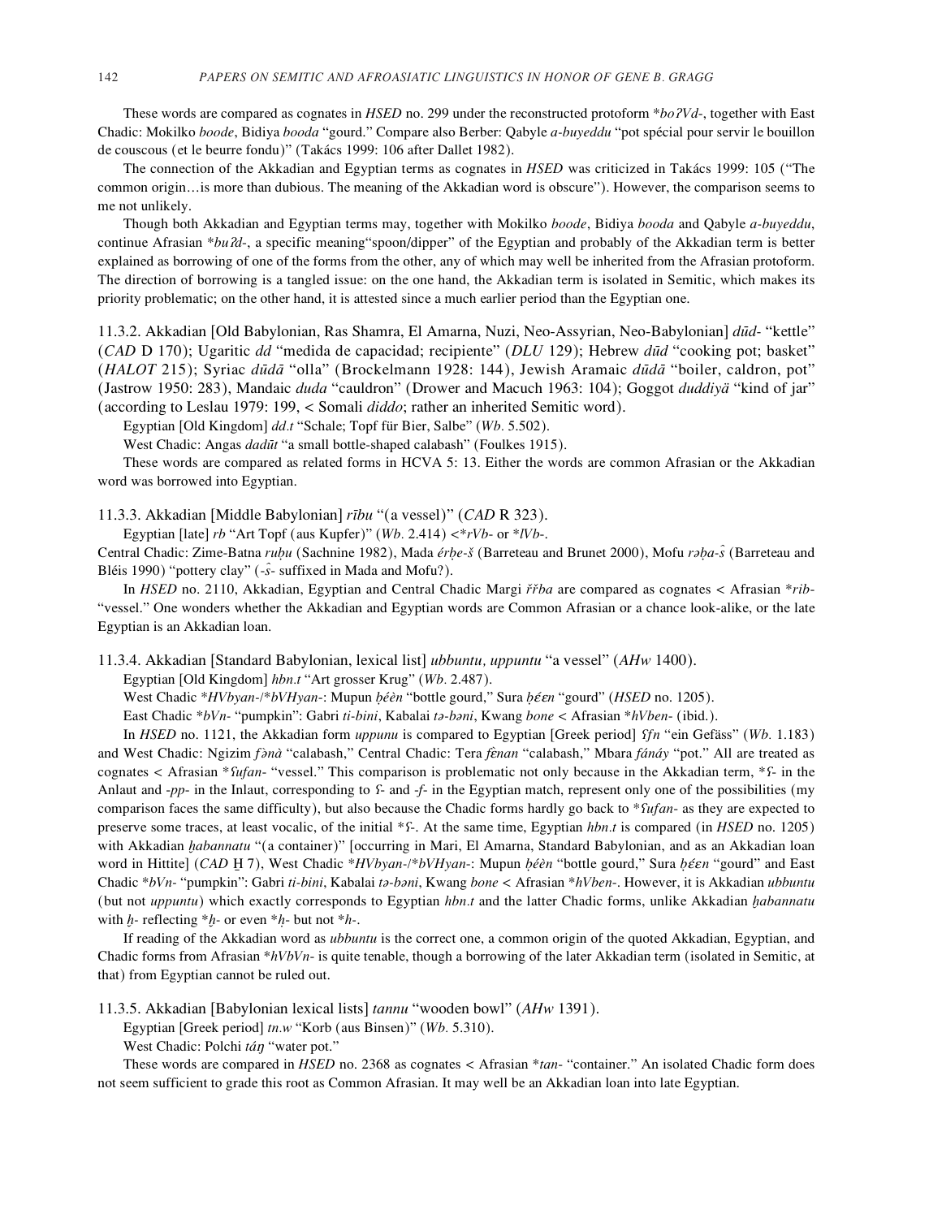These words are compared as cognates in *HSED* no. 299 under the reconstructed protoform *boʔVd-, together with East Chadic: Mokilko *boode*, Bidiya *booda* "gourd." Compare also Berber: Qabyle *a-buyeddu* "pot spécial pour servir le bouillon de couscous (et le beurre fondu)" (Takács 1999: 106 after Dallet 1982).

The connection of the Akkadian and Egyptian terms as cognates in *HSED* was criticized in Takács 1999: 105 ("The common origin…is more than dubious. The meaning of the Akkadian word is obscure"). However, the comparison seems to me not unlikely.

Though both Akkadian and Egyptian terms may, together with Mokilko *boode*, Bidiya *booda* and Qabyle *a-buyeddu*, continue Afrasian *buʔd-, a specific meaning"spoon/dipper" of the Egyptian and probably of the Akkadian term is better explained as borrowing of one of the forms from the other, any of which may well be inherited from the Afrasian protoform. The direction of borrowing is a tangled issue: on the one hand, the Akkadian term is isolated in Semitic, which makes its priority problematic; on the other hand, it is attested since a much earlier period than the Egyptian one.

11.3.2. Akkadian [Old Babylonian, Ras Shamra, El Amarna, Nuzi, Neo-Assyrian, Neo-Babylonian] *dūd-* "kettle" (*CAD* D 170); Ugaritic *dd* "medida de capacidad; recipiente" (*DLU* 129); Hebrew *dūd* "cooking pot; basket" (*HALOT* 215); Syriac *dūdā* "olla" (Brockelmann 1928: 144), Jewish Aramaic *dūdā* "boiler, caldron, pot" (Jastrow 1950: 283), Mandaic *duda* "cauldron" (Drower and Macuch 1963: 104); Goggot *duddiyä* "kind of jar" (according to Leslau 1979: 199, < Somali *diddo*; rather an inherited Semitic word).

Egyptian [Old Kingdom] *dd.t* "Schale; Topf für Bier, Salbe" (*Wb.* 5.502).

West Chadic: Angas *dadūt* "a small bottle-shaped calabash" (Foulkes 1915).

These words are compared as related forms in HCVA 5: 13. Either the words are common Afrasian or the Akkadian word was borrowed into Egyptian.

11.3.3. Akkadian [Middle Babylonian] *rību* "(a vessel)" (*CAD* R 323).

Egyptian [late] *rb* "Art Topf (aus Kupfer)" (*Wb.* 2.414) <*rVb- or *lVb-.

Central Chadic: Zime-Batna *ruḅu* (Sachnine 1982), Mada *érḅe-š* (Barreteau and Brunet 2000), Mofu *rəḅa-ŝ* (Barreteau and Bléis 1990) "pottery clay" (-*ŝ*- suffixed in Mada and Mofu?).

In *HSED* no. 2110, Akkadian, Egyptian and Central Chadic Margi *ř̃ṙba* are compared as cognates < Afrasian *rib- "vessel." One wonders whether the Akkadian and Egyptian words are Common Afrasian or a chance look-alike, or the late Egyptian is an Akkadian loan.

11.3.4. Akkadian [Standard Babylonian, lexical list] *ubbuntu, uppuntu* "a vessel" (*AHw* 1400).

Egyptian [Old Kingdom] *hbn.t* "Art grosser Krug" (*Wb.* 2.487).

West Chadic *HVbyan-/*bVHyan-: Mupun *ḅéèn* "bottle gourd," Sura *ḅɛ́ɛn* "gourd" (*HSED* no. 1205).

East Chadic *bVn- "pumpkin": Gabri *ti-bini*, Kabalai *tə-bəni*, Kwang *bone* < Afrasian *hVben- (ibid.).

In *HSED* no. 1121, the Akkadian form *uppunu* is compared to Egyptian [Greek period] *ʕfn* "ein Gefäss" (*Wb.* 1.183) and West Chadic: Ngizim *fə̀nà* "calabash," Central Chadic: Tera *fɛ̀nan* "calabash," Mbara *fánáy* "pot." All are treated as cognates < Afrasian *ʕufan- "vessel." This comparison is problematic not only because in the Akkadian term, *ʕ- in the Anlaut and -*pp*- in the Inlaut, corresponding to *ʕ*- and -*f*- in the Egyptian match, represent only one of the possibilities (my comparison faces the same difficulty), but also because the Chadic forms hardly go back to *ʕufan- as they are expected to preserve some traces, at least vocalic, of the initial *ʕ-. At the same time, Egyptian *hbn.t* is compared (in *HSED* no. 1205) with Akkadian *ḫabannatu* "(a container)" [occurring in Mari, El Amarna, Standard Babylonian, and as an Akkadian loan word in Hittite] (*CAD* Ḫ 7), West Chadic *HVbyan-/*bVHyan-: Mupun *ḅéèn* "bottle gourd," Sura *ḅɛ́ɛn* "gourd" and East Chadic *bVn- "pumpkin": Gabri *ti-bini*, Kabalai *tə-bəni*, Kwang *bone* < Afrasian *hVben-. However, it is Akkadian *ubbuntu* (but not *uppuntu*) which exactly corresponds to Egyptian *hbn.t* and the latter Chadic forms, unlike Akkadian *ḫabannatu* with *ḫ*- reflecting *ḫ- or even *ḥ- but not *h-.

If reading of the Akkadian word as *ubbuntu* is the correct one, a common origin of the quoted Akkadian, Egyptian, and Chadic forms from Afrasian *hVbVn- is quite tenable, though a borrowing of the later Akkadian term (isolated in Semitic, at that) from Egyptian cannot be ruled out.

11.3.5. Akkadian [Babylonian lexical lists] *tannu* "wooden bowl" (*AHw* 1391).

Egyptian [Greek period] *tn.w* "Korb (aus Binsen)" (*Wb.* 5.310).

West Chadic: Polchi *táŋ* "water pot."

These words are compared in *HSED* no. 2368 as cognates < Afrasian *tan- "container." An isolated Chadic form does not seem sufficient to grade this root as Common Afrasian. It may well be an Akkadian loan into late Egyptian.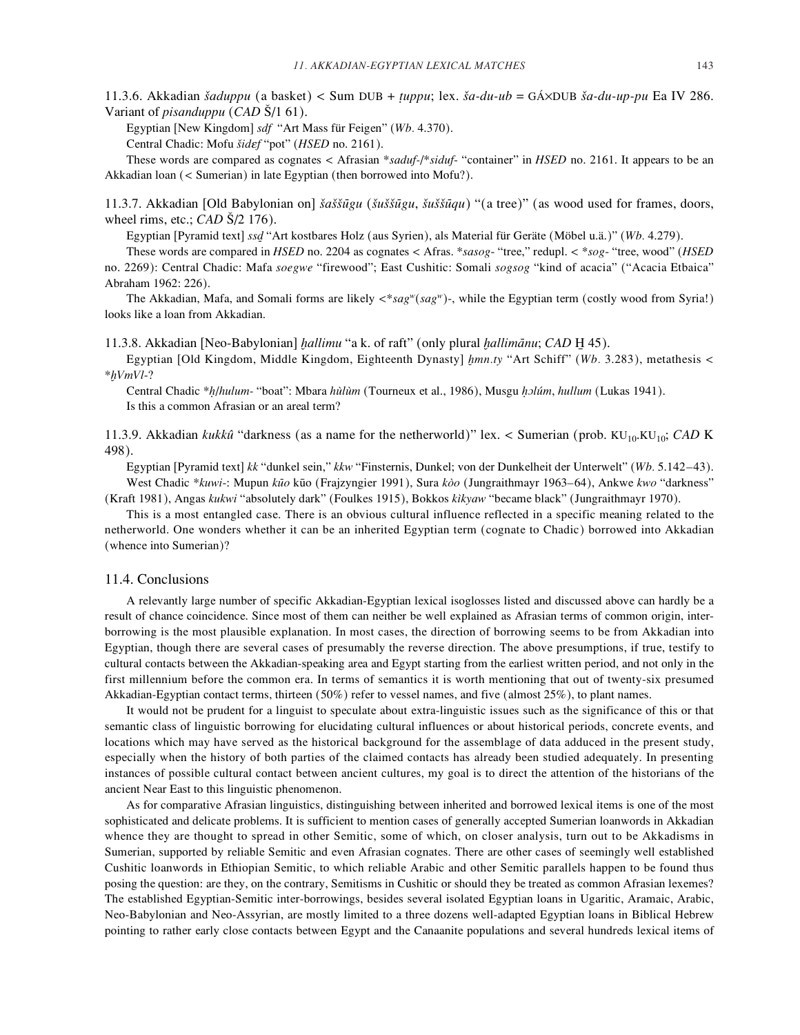11.3.6. Akkadian *šaduppu* (a basket) < Sum DUB + *ṭuppu*; lex. *ša-du-ub* = GÁ×DUB *ša-du-up-pu* Ea IV 286. Variant of *pisanduppu* (*CAD* Š/1 61).

Egyptian [New Kingdom] *sdf* "Art Mass für Feigen" (*Wb.* 4.370).

Central Chadic: Mofu *šidɛf* "pot" (*HSED* no. 2161).

These words are compared as cognates < Afrasian \**saduf-*/\**siduf-* "container" in *HSED* no. 2161. It appears to be an Akkadian loan (< Sumerian) in late Egyptian (then borrowed into Mofu?).

11.3.7. Akkadian [Old Babylonian on] *šaššūgu* (*šuššūgu*, *šuššūqu*) "(a tree)" (as wood used for frames, doors, wheel rims, etc.; *CAD* Š/2 176).

Egyptian [Pyramid text] *ssḏ* "Art kostbares Holz (aus Syrien), als Material für Geräte (Möbel u.ä.)" (*Wb.* 4.279).

These words are compared in *HSED* no. 2204 as cognates < Afras. \**sasog-* "tree," redupl. < \**sog-* "tree, wood" (*HSED* no. 2269): Central Chadic: Mafa *soegwe* "firewood"; East Cushitic: Somali *sogsog* "kind of acacia" ("Acacia Etbaica" Abraham 1962: 226).

The Akkadian, Mafa, and Somali forms are likely <\**sag*$^w$(*sag*$^w$)-, while the Egyptian term (costly wood from Syria!) looks like a loan from Akkadian.

11.3.8. Akkadian [Neo-Babylonian] *ḫallimu* "a k. of raft" (only plural *ḫallimānu*; *CAD* Ḫ 45).

Egyptian [Old Kingdom, Middle Kingdom, Eighteenth Dynasty] *ḫmn.ty* "Art Schiff" (*Wb.* 3.283), metathesis < \**ḫVmVl-*?

Central Chadic \**ḥ*/*hulum-* "boat": Mbara *hùlùm* (Tourneux et al., 1986), Musgu *ḥɔlúm*, *hullum* (Lukas 1941).

Is this a common Afrasian or an areal term?

11.3.9. Akkadian *kukkû* "darkness (as a name for the netherworld)" lex. < Sumerian (prob. KU$_{10}$.KU$_{10}$; *CAD* K 498).

Egyptian [Pyramid text] *kk* "dunkel sein," *kkw* "Finsternis, Dunkel; von der Dunkelheit der Unterwelt" (*Wb.* 5.142–43).

West Chadic \**kuwi-*: Mupun *kūo* kūo (Frajzyngier 1991), Sura *kòo* (Jungraithmayr 1963–64), Ankwe *kwo* "darkness" (Kraft 1981), Angas *kukwi* "absolutely dark" (Foulkes 1915), Bokkos *kìkyaw* "became black" (Jungraithmayr 1970).

This is a most entangled case. There is an obvious cultural influence reflected in a specific meaning related to the netherworld. One wonders whether it can be an inherited Egyptian term (cognate to Chadic) borrowed into Akkadian (whence into Sumerian)?

## 11.4. Conclusions

A relevantly large number of specific Akkadian-Egyptian lexical isoglosses listed and discussed above can hardly be a result of chance coincidence. Since most of them can neither be well explained as Afrasian terms of common origin, inter-borrowing is the most plausible explanation. In most cases, the direction of borrowing seems to be from Akkadian into Egyptian, though there are several cases of presumably the reverse direction. The above presumptions, if true, testify to cultural contacts between the Akkadian-speaking area and Egypt starting from the earliest written period, and not only in the first millennium before the common era. In terms of semantics it is worth mentioning that out of twenty-six presumed Akkadian-Egyptian contact terms, thirteen (50%) refer to vessel names, and five (almost 25%), to plant names.

It would not be prudent for a linguist to speculate about extra-linguistic issues such as the significance of this or that semantic class of linguistic borrowing for elucidating cultural influences or about historical periods, concrete events, and locations which may have served as the historical background for the assemblage of data adduced in the present study, especially when the history of both parties of the claimed contacts has already been studied adequately. In presenting instances of possible cultural contact between ancient cultures, my goal is to direct the attention of the historians of the ancient Near East to this linguistic phenomenon.

As for comparative Afrasian linguistics, distinguishing between inherited and borrowed lexical items is one of the most sophisticated and delicate problems. It is sufficient to mention cases of generally accepted Sumerian loanwords in Akkadian whence they are thought to spread in other Semitic, some of which, on closer analysis, turn out to be Akkadisms in Sumerian, supported by reliable Semitic and even Afrasian cognates. There are other cases of seemingly well established Cushitic loanwords in Ethiopian Semitic, to which reliable Arabic and other Semitic parallels happen to be found thus posing the question: are they, on the contrary, Semitisms in Cushitic or should they be treated as common Afrasian lexemes? The established Egyptian-Semitic inter-borrowings, besides several isolated Egyptian loans in Ugaritic, Aramaic, Arabic, Neo-Babylonian and Neo-Assyrian, are mostly limited to a three dozens well-adapted Egyptian loans in Biblical Hebrew pointing to rather early close contacts between Egypt and the Canaanite populations and several hundreds lexical items of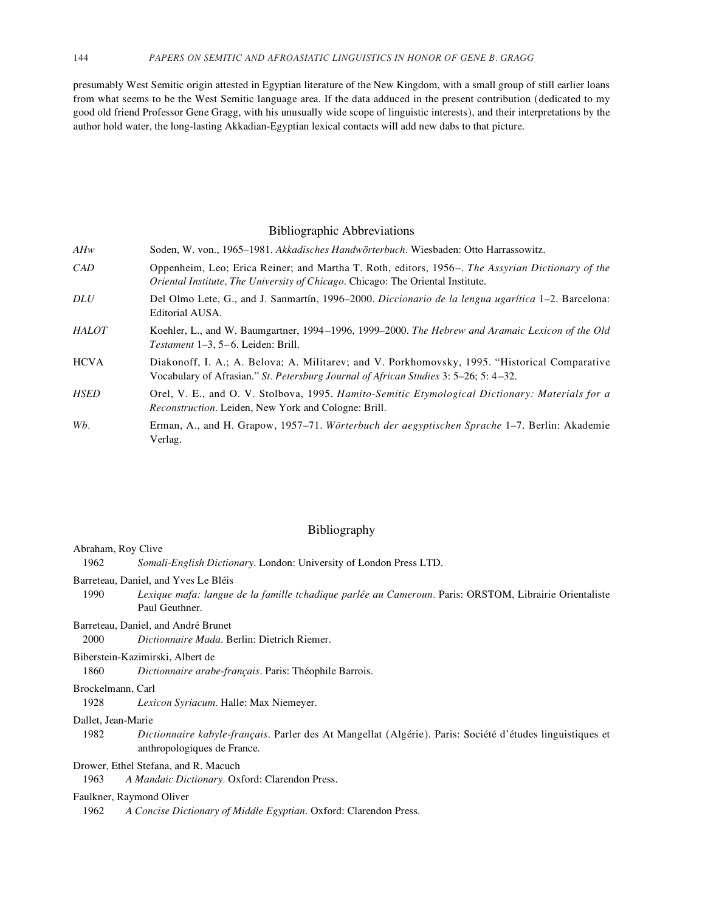presumably West Semitic origin attested in Egyptian literature of the New Kingdom, with a small group of still earlier loans from what seems to be the West Semitic language area. If the data adduced in the present contribution (dedicated to my good old friend Professor Gene Gragg, with his unusually wide scope of linguistic interests), and their interpretations by the author hold water, the long-lasting Akkadian-Egyptian lexical contacts will add new dabs to that picture.

## Bibliographic Abbreviations

*AHw* — Soden, W. von., 1965–1981. *Akkadisches Handwörterbuch*. Wiesbaden: Otto Harrassowitz.

*CAD* — Oppenheim, Leo; Erica Reiner; and Martha T. Roth, editors, 1956–. *The Assyrian Dictionary of the Oriental Institute, The University of Chicago*. Chicago: The Oriental Institute.

*DLU* — Del Olmo Lete, G., and J. Sanmartín, 1996–2000. *Diccionario de la lengua ugarítica* 1–2. Barcelona: Editorial AUSA.

*HALOT* — Koehler, L., and W. Baumgartner, 1994–1996, 1999–2000. *The Hebrew and Aramaic Lexicon of the Old Testament* 1–3, 5–6. Leiden: Brill.

HCVA — Diakonoff, I. A.; A. Belova; A. Militarev; and V. Porkhomovsky, 1995. "Historical Comparative Vocabulary of Afrasian." *St. Petersburg Journal of African Studies* 3: 5–26; 5: 4–32.

*HSED* — Orel, V. E., and O. V. Stolbova, 1995. *Hamito-Semitic Etymological Dictionary: Materials for a Reconstruction*. Leiden, New York and Cologne: Brill.

*Wb.* — Erman, A., and H. Grapow, 1957–71. *Wörterbuch der aegyptischen Sprache* 1–7. Berlin: Akademie Verlag.

## Bibliography

Abraham, Roy Clive
1962 *Somali-English Dictionary*. London: University of London Press LTD.

Barreteau, Daniel, and Yves Le Bléis
1990 *Lexique mafa: langue de la famille tchadique parlée au Cameroun*. Paris: ORSTOM, Librairie Orientaliste Paul Geuthner.

Barreteau, Daniel, and André Brunet
2000 *Dictionnaire Mada*. Berlin: Dietrich Riemer.

Biberstein-Kazimirski, Albert de
1860 *Dictionnaire arabe-français*. Paris: Théophile Barrois.

Brockelmann, Carl
1928 *Lexicon Syriacum*. Halle: Max Niemeyer.

Dallet, Jean-Marie
1982 *Dictionnaire kabyle-français*. Parler des At Mangellat (Algérie). Paris: Société d'études linguistiques et anthropologiques de France.

Drower, Ethel Stefana, and R. Macuch
1963 *A Mandaic Dictionary*. Oxford: Clarendon Press.

Faulkner, Raymond Oliver
1962 *A Concise Dictionary of Middle Egyptian*. Oxford: Clarendon Press.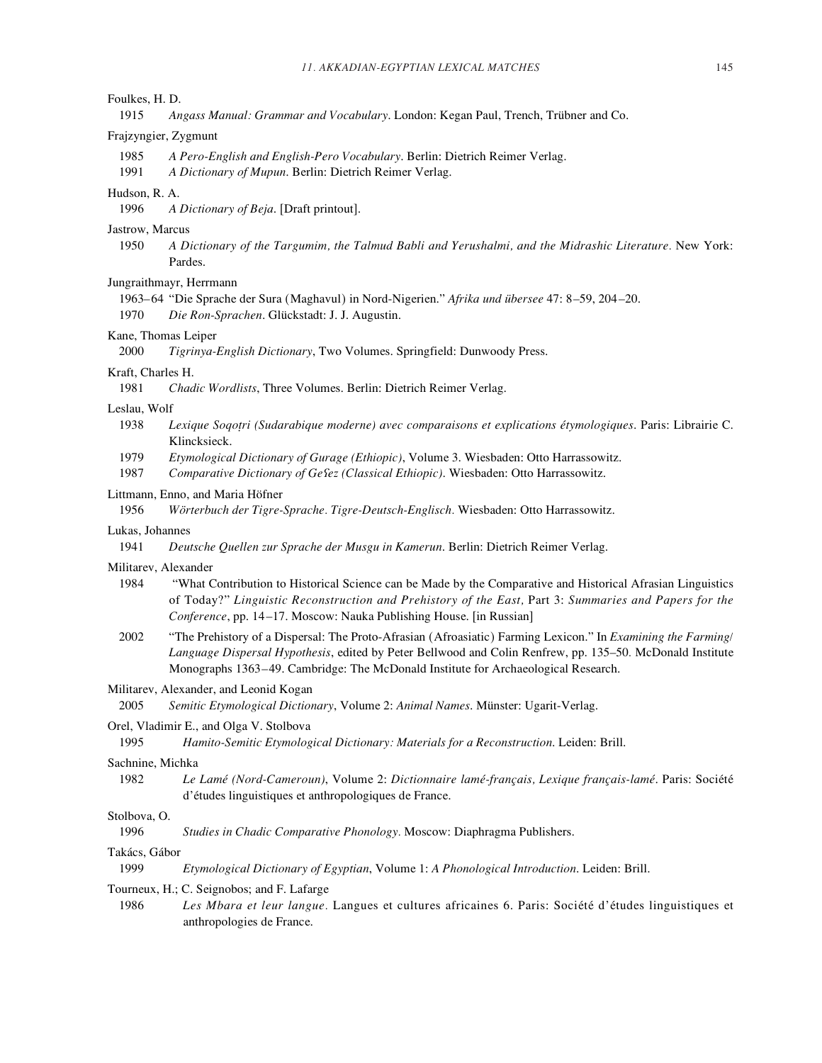Foulkes, H. D.

1915 *Angass Manual: Grammar and Vocabulary*. London: Kegan Paul, Trench, Trübner and Co.

Frajzyngier, Zygmunt

1985 *A Pero-English and English-Pero Vocabulary*. Berlin: Dietrich Reimer Verlag.

1991 *A Dictionary of Mupun*. Berlin: Dietrich Reimer Verlag.

Hudson, R. A.

1996 *A Dictionary of Beja*. [Draft printout].

Jastrow, Marcus

1950 *A Dictionary of the Targumim, the Talmud Babli and Yerushalmi, and the Midrashic Literature*. New York: Pardes.

Jungraithmayr, Herrmann

1963–64 "Die Sprache der Sura (Maghavul) in Nord-Nigerien." *Afrika und übersee* 47: 8–59, 204–20.

1970 *Die Ron-Sprachen*. Glückstadt: J. J. Augustin.

Kane, Thomas Leiper

2000 *Tigrinya-English Dictionary*, Two Volumes. Springfield: Dunwoody Press.

Kraft, Charles H.

1981 *Chadic Wordlists*, Three Volumes. Berlin: Dietrich Reimer Verlag.

Leslau, Wolf

1938 *Lexique Soqoṭri (Sudarabique moderne) avec comparaisons et explications étymologiques*. Paris: Librairie C. Klincksieck.

1979 *Etymological Dictionary of Gurage (Ethiopic)*, Volume 3. Wiesbaden: Otto Harrassowitz.

1987 *Comparative Dictionary of Geʕez (Classical Ethiopic)*. Wiesbaden: Otto Harrassowitz.

Littmann, Enno, and Maria Höfner

1956 *Wörterbuch der Tigre-Sprache. Tigre-Deutsch-Englisch*. Wiesbaden: Otto Harrassowitz.

Lukas, Johannes

1941 *Deutsche Quellen zur Sprache der Musgu in Kamerun*. Berlin: Dietrich Reimer Verlag.

Militarev, Alexander

1984 "What Contribution to Historical Science can be Made by the Comparative and Historical Afrasian Linguistics of Today?" *Linguistic Reconstruction and Prehistory of the East,* Part 3: *Summaries and Papers for the Conference*, pp. 14–17. Moscow: Nauka Publishing House. [in Russian]

2002 "The Prehistory of a Dispersal: The Proto-Afrasian (Afroasiatic) Farming Lexicon." In *Examining the Farming/Language Dispersal Hypothesis*, edited by Peter Bellwood and Colin Renfrew, pp. 135–50. McDonald Institute Monographs 1363–49. Cambridge: The McDonald Institute for Archaeological Research.

Militarev, Alexander, and Leonid Kogan

2005 *Semitic Etymological Dictionary*, Volume 2: *Animal Names*. Münster: Ugarit-Verlag.

Orel, Vladimir E., and Olga V. Stolbova

1995 *Hamito-Semitic Etymological Dictionary: Materials for a Reconstruction*. Leiden: Brill.

Sachnine, Michka

1982 *Le Lamé (Nord-Cameroun)*, Volume 2: *Dictionnaire lamé-français, Lexique français-lamé*. Paris: Société d'études linguistiques et anthropologiques de France.

Stolbova, O.

1996 *Studies in Chadic Comparative Phonology*. Moscow: Diaphragma Publishers.

Takács, Gábor

1999 *Etymological Dictionary of Egyptian*, Volume 1: *A Phonological Introduction*. Leiden: Brill.

Tourneux, H.; C. Seignobos; and F. Lafarge

1986 *Les Mbara et leur langue*. Langues et cultures africaines 6. Paris: Société d'études linguistiques et anthropologies de France.